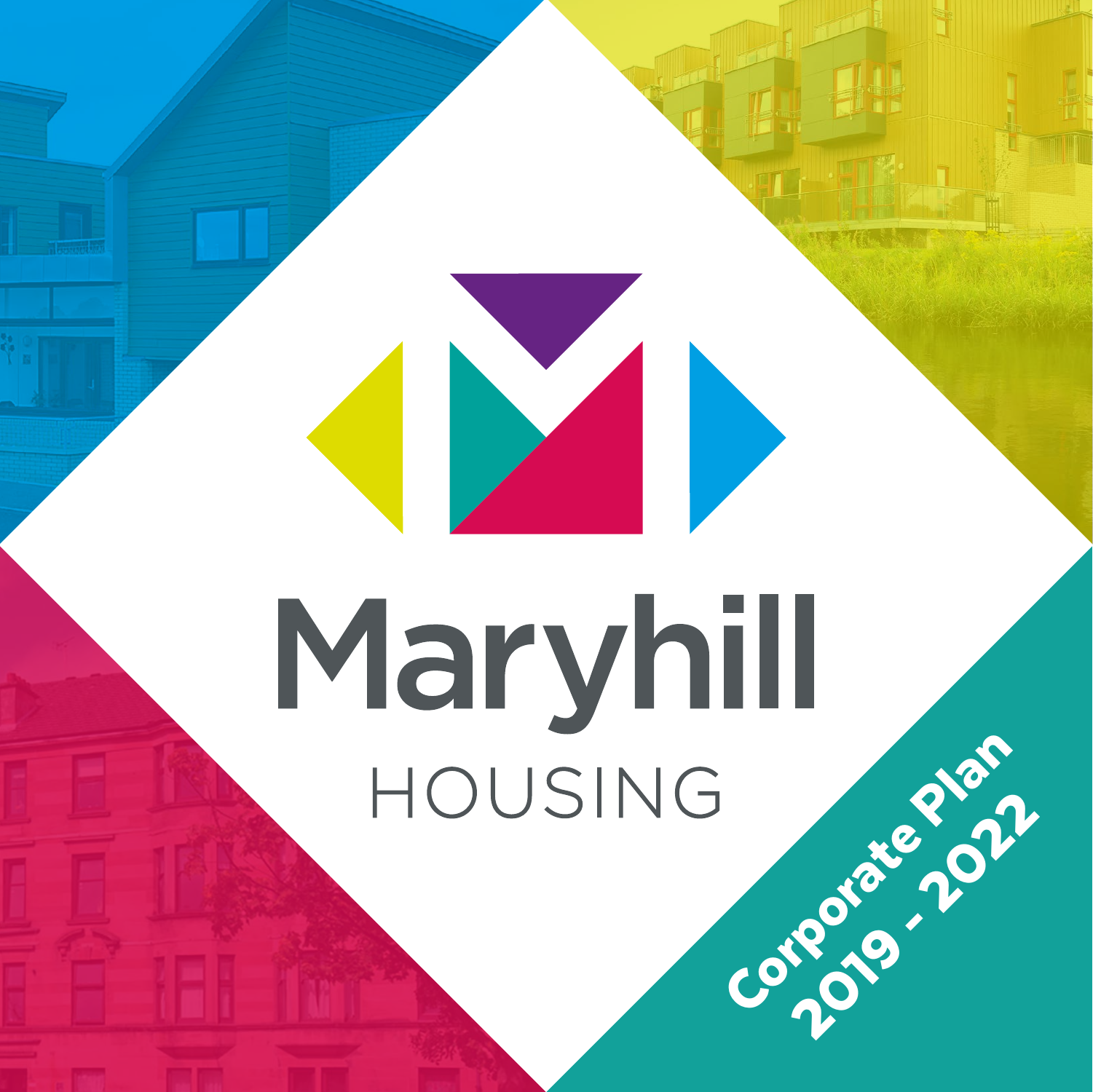# Maryhill

## HOUSING

**Corporate Plan 2019 - 2022**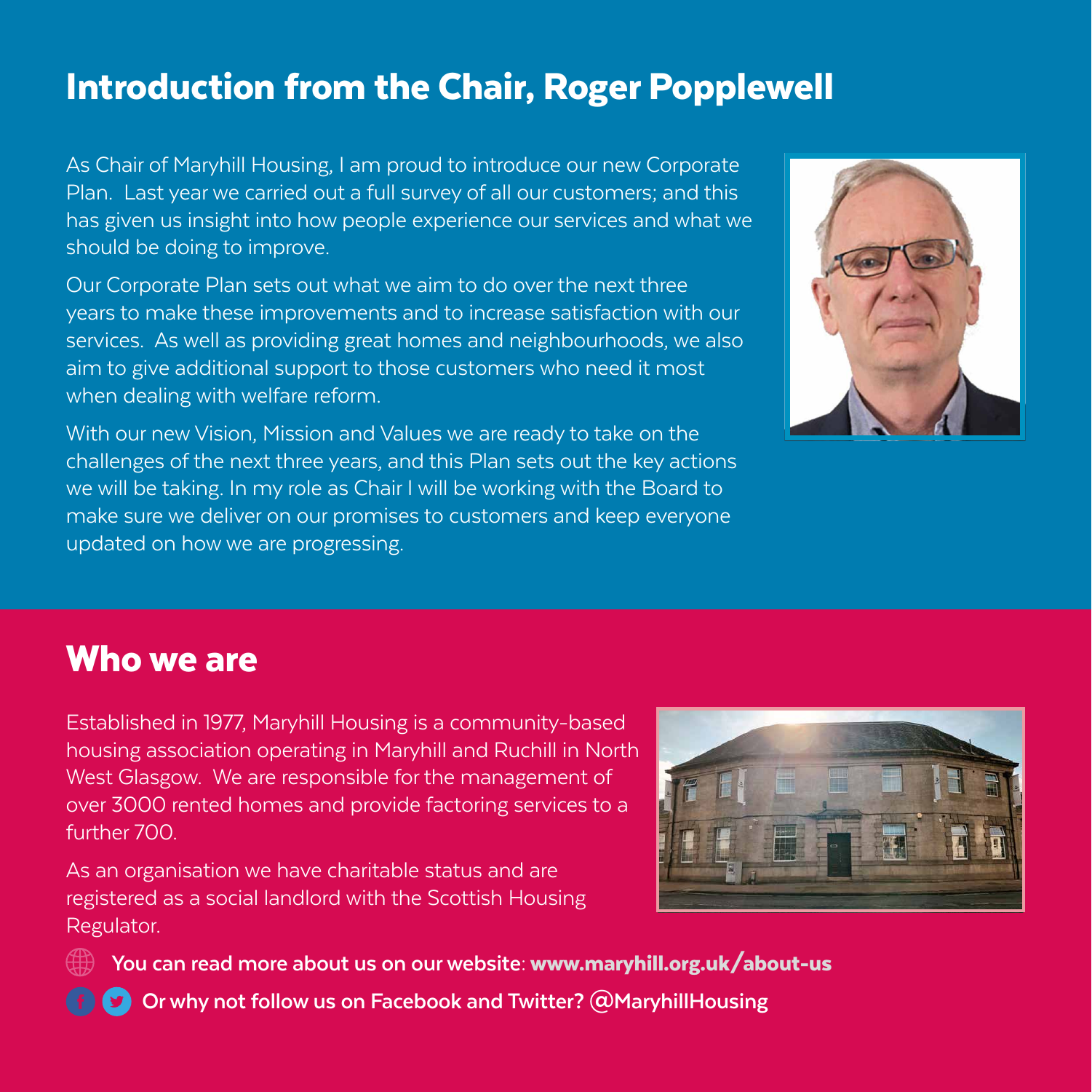## Introduction from the Chair, Roger Popplewell

As Chair of Maryhill Housing, I am proud to introduce our new Corporate Plan. Last year we carried out a full survey of all our customers; and this has given us insight into how people experience our services and what we should be doing to improve.

Our Corporate Plan sets out what we aim to do over the next three years to make these improvements and to increase satisfaction with our services. As well as providing great homes and neighbourhoods, we also aim to give additional support to those customers who need it most when dealing with welfare reform.

With our new Vision, Mission and Values we are ready to take on the challenges of the next three years, and this Plan sets out the key actions we will be taking. In my role as Chair I will be working with the Board to make sure we deliver on our promises to customers and keep everyone updated on how we are progressing.

## Who we are

Established in 1977, Maryhill Housing is a community-based housing association operating in Maryhill and Ruchill in North West Glasgow. We are responsible for the management of over 3000 rented homes and provide factoring services to a further 700.

As an organisation we have charitable status and are registered as a social landlord with the Scottish Housing Regulator.

**You can read more about us on our website**: **www.maryhill.org.uk/about-us**

**Or why not follow us on Facebook and Twitter? @MaryhillHousing**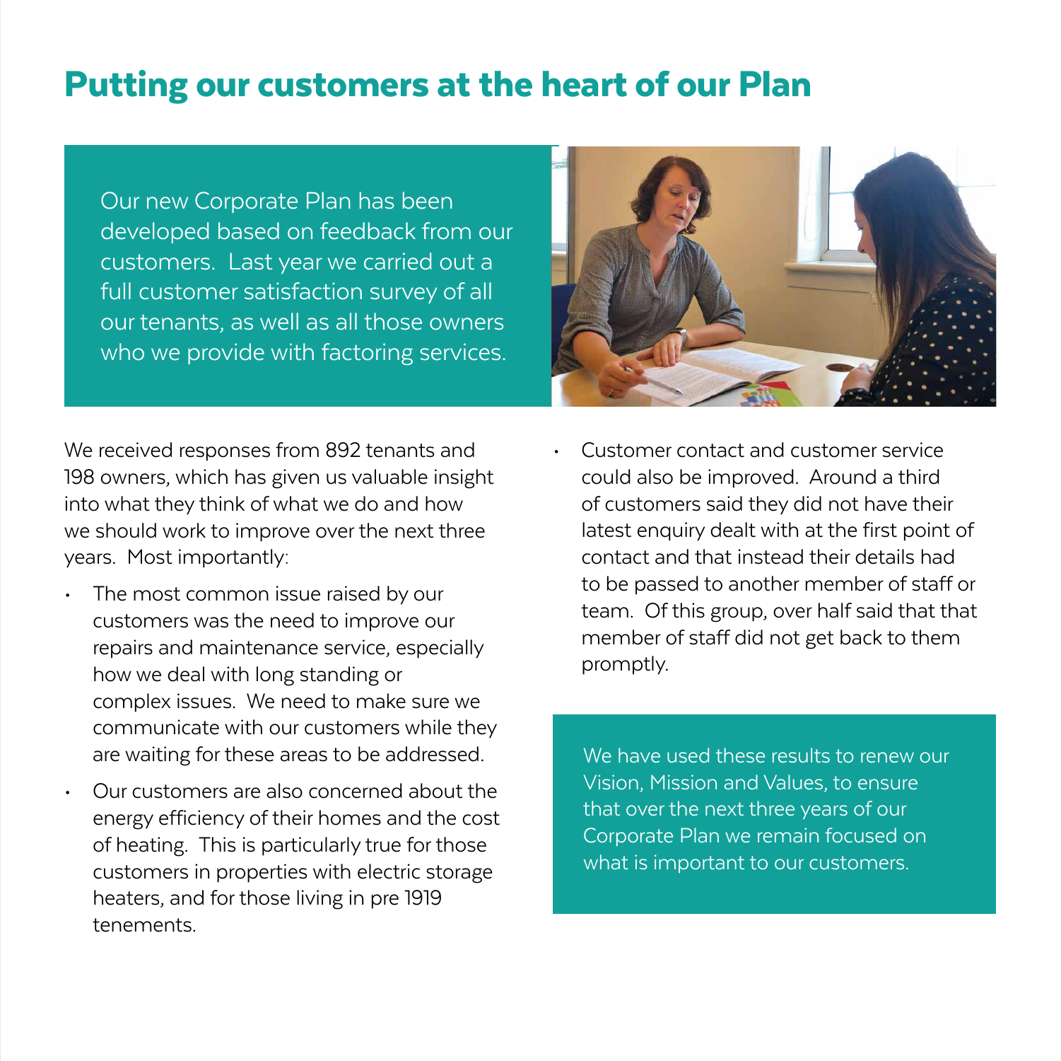# Putting our customers at the heart of our Plan

Our new Corporate Plan has been developed based on feedback from our customers. Last year we carried out a full customer satisfaction survey of all our tenants, as well as all those owners who we provide with factoring services.

We received responses from 892 tenants and 198 owners, which has given us valuable insight into what they think of what we do and how we should work to improve over the next three years. Most importantly:

- The most common issue raised by our customers was the need to improve our repairs and maintenance service, especially how we deal with long standing or complex issues. We need to make sure we communicate with our customers while they are waiting for these areas to be addressed.
- Our customers are also concerned about the energy efficiency of their homes and the cost of heating. This is particularly true for those customers in properties with electric storage heaters, and for those living in pre 1919 tenements.
- Customer contact and customer service could also be improved. Around a third of customers said they did not have their latest enquiry dealt with at the first point of contact and that instead their details had to be passed to another member of staff or team. Of this group, over half said that that member of staff did not get back to them promptly.

We have used these results to renew our Vision, Mission and Values, to ensure that over the next three years of our Corporate Plan we remain focused on what is important to our customers.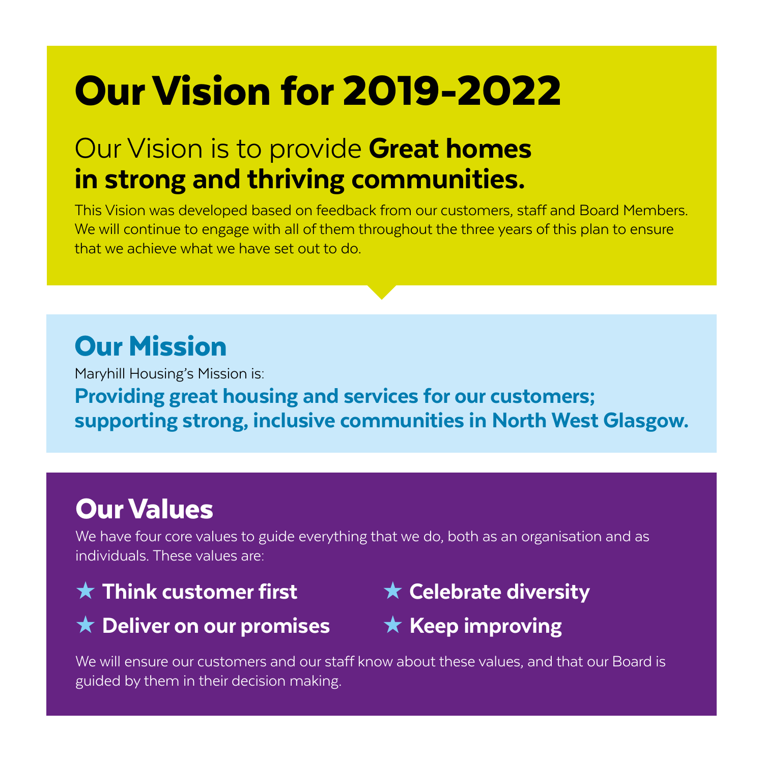# Our Vision for 2019-2022

## Our Vision is to provide **Great homes in strong and thriving communities.**

This Vision was developed based on feedback from our customers, staff and Board Members. We will continue to engage with all of them throughout the three years of this plan to ensure that we achieve what we have set out to do.

## Our Mission

Maryhill Housing's Mission is:

**Providing great housing and services for our customers; supporting strong, inclusive communities in North West Glasgow.**

## Our Values

We have four core values to guide everything that we do, both as an organisation and as individuals. These values are:

- ★ **Think customer first**
- ★ **Deliver on our promises**
- ★ **Celebrate diversity**
- ★ **Keep improving**

We will ensure our customers and our staff know about these values, and that our Board is guided by them in their decision making.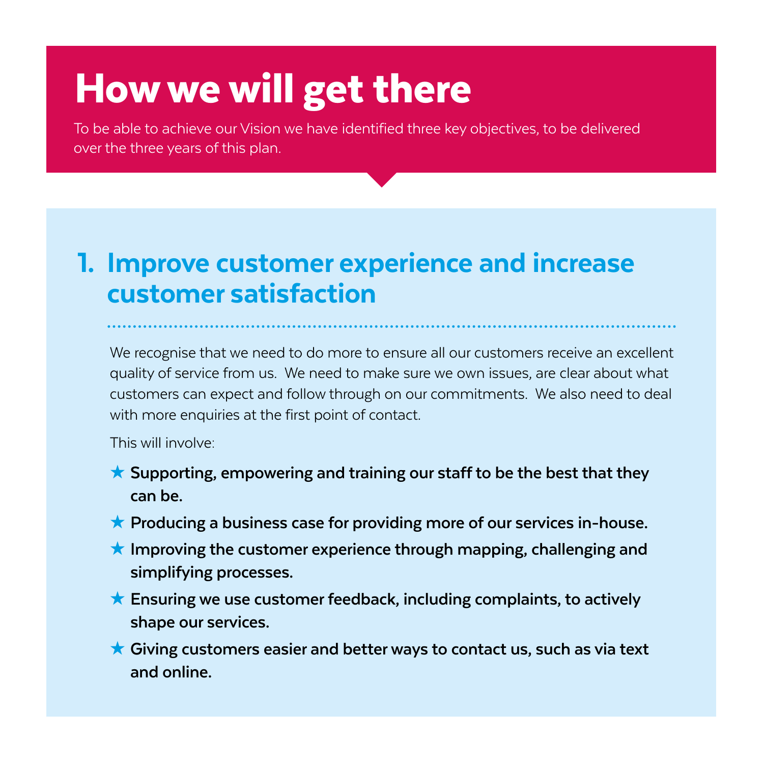# How we will get there

To be able to achieve our Vision we have identified three key objectives, to be delivered over the three years of this plan.

## 1. Improve customer experience and increase customer satisfaction

We recognise that we need to do more to ensure all our customers receive an excellent quality of service from us. We need to make sure we own issues, are clear about what customers can expect and follow through on our commitments. We also need to deal with more enquiries at the first point of contact.

This will involve:

- **Supporting, empowering and training our staff to be the best that they can be.**
- **Producing a business case for providing more of our services in-house.**
- **Improving the customer experience through mapping, challenging and simplifying processes.**
- **Ensuring we use customer feedback, including complaints, to actively shape our services.**
- **Giving customers easier and better ways to contact us, such as via text and online.**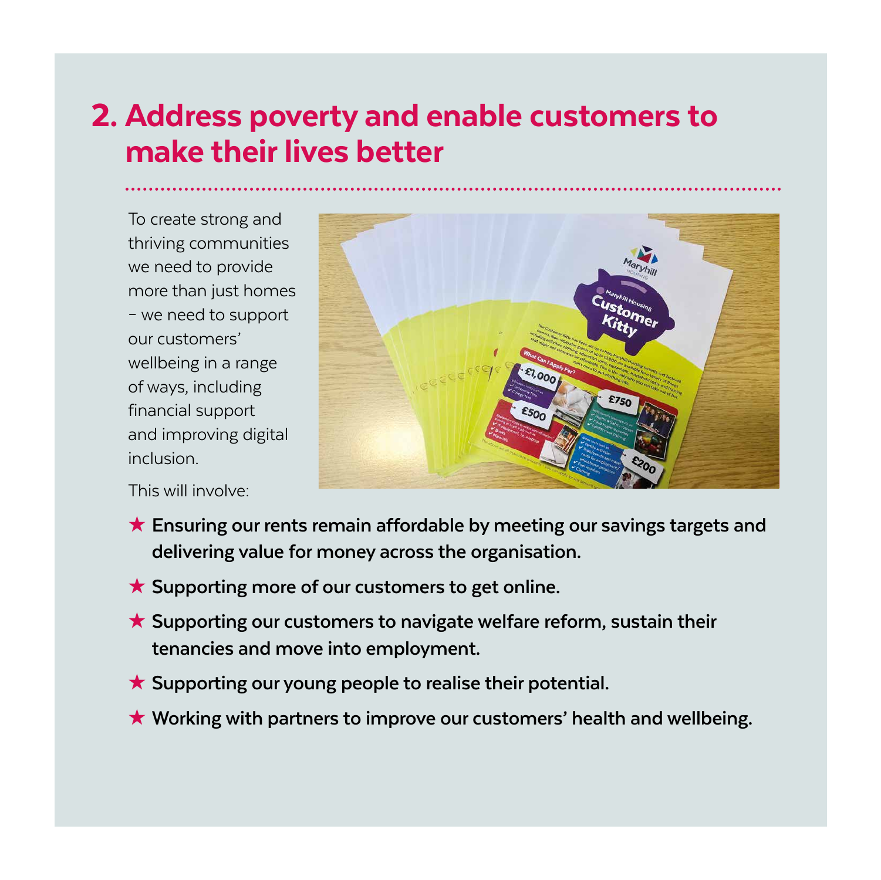## 2. Address poverty and enable customers to make their lives better

To create strong and thriving communities we need to provide more than just homes – we need to support our customers' wellbeing in a range of ways, including financial support and improving digital inclusion.

This will involve:

- ★ **Ensuring our rents remain affordable by meeting our savings targets and delivering value for money across the organisation.**
- ★ **Supporting more of our customers to get online.**
- ★ **Supporting our customers to navigate welfare reform, sustain their tenancies and move into employment.**
- ★ **Supporting our young people to realise their potential.**
- ★ **Working with partners to improve our customers' health and wellbeing.**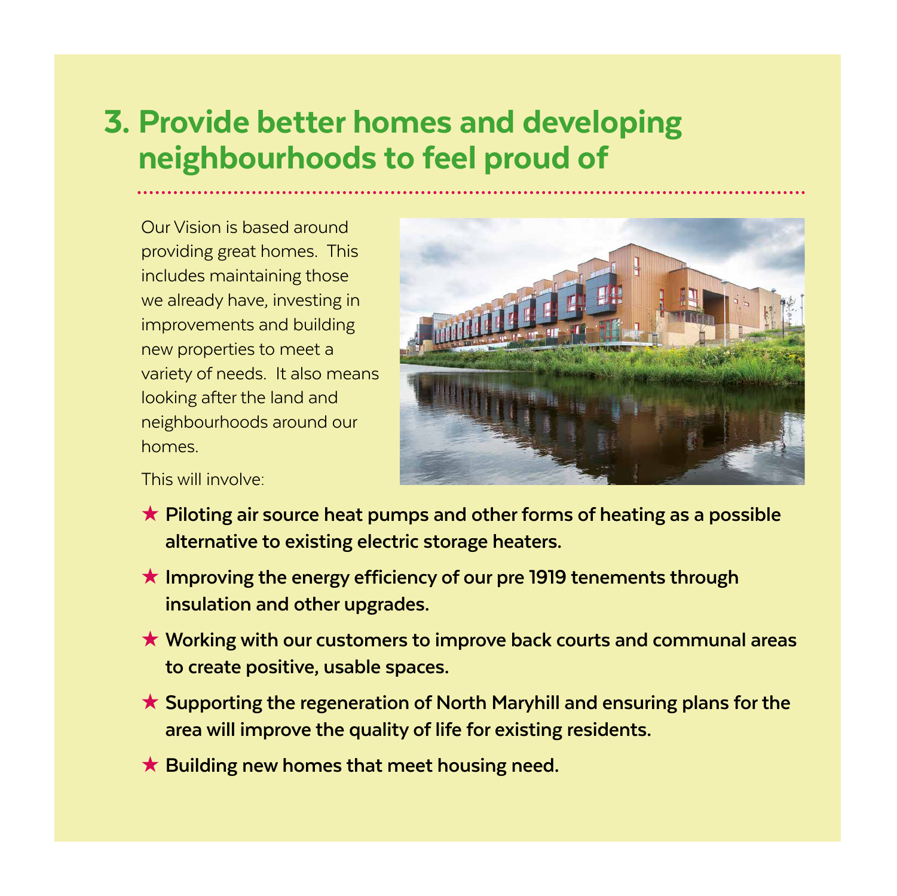## 3. Provide better homes and developing neighbourhoods to feel proud of

Our Vision is based around providing great homes.  This includes maintaining those we already have, investing in improvements and building new properties to meet a variety of needs.  It also means looking after the land and neighbourhoods around our homes.

This will involve:

- **Piloting air source heat pumps and other forms of heating as a possible alternative to existing electric storage heaters.**
- **Improving the energy efficiency of our pre 1919 tenements through insulation and other upgrades.**
- **Working with our customers to improve back courts and communal areas to create positive, usable spaces.**
- **Supporting the regeneration of North Maryhill and ensuring plans for the area will improve the quality of life for existing residents.**
- **Building new homes that meet housing need.**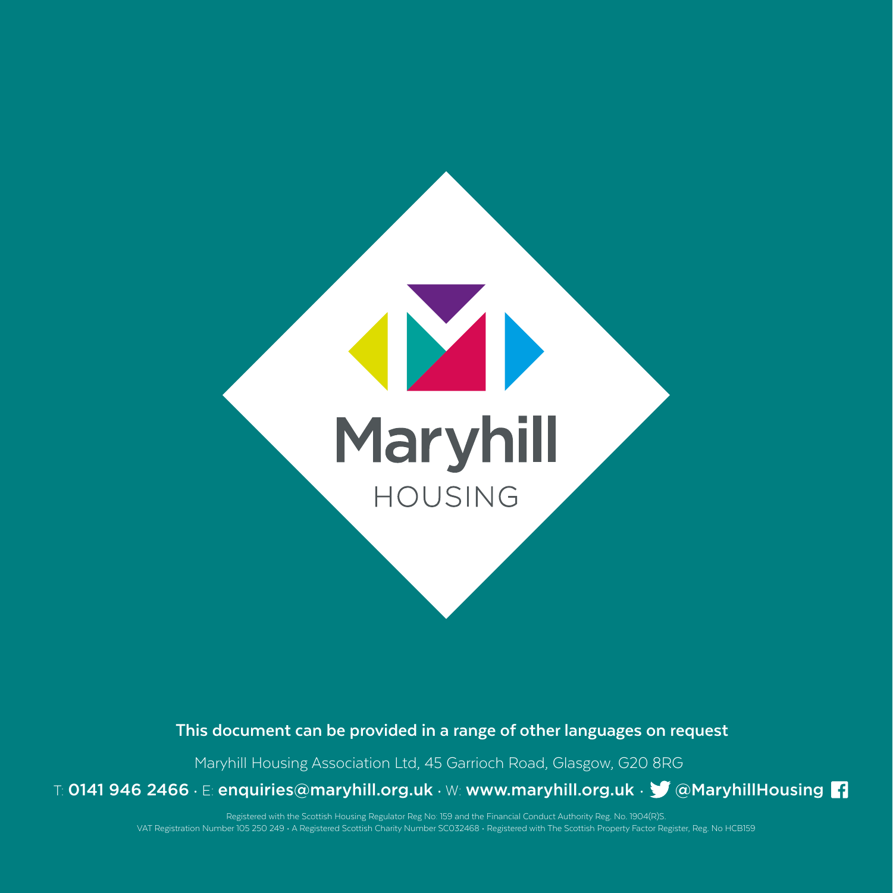Maryhill

HOUSING

**This document can be provided in a range of other languages on request**

Maryhill Housing Association Ltd, 45 Garrioch Road, Glasgow, G20 8RG

T: **0141 946 2466** · E: **enquiries@maryhill.org.uk** · W: **www.maryhill.org.uk** · **@MaryhillHousing**

Registered with the Scottish Housing Regulator Reg No: 159 and the Financial Conduct Authority Reg. No. 1904(R)S.
VAT Registration Number 105 250 249 • A Registered Scottish Charity Number SC032468 • Registered with The Scottish Property Factor Register, Reg. No HCB159